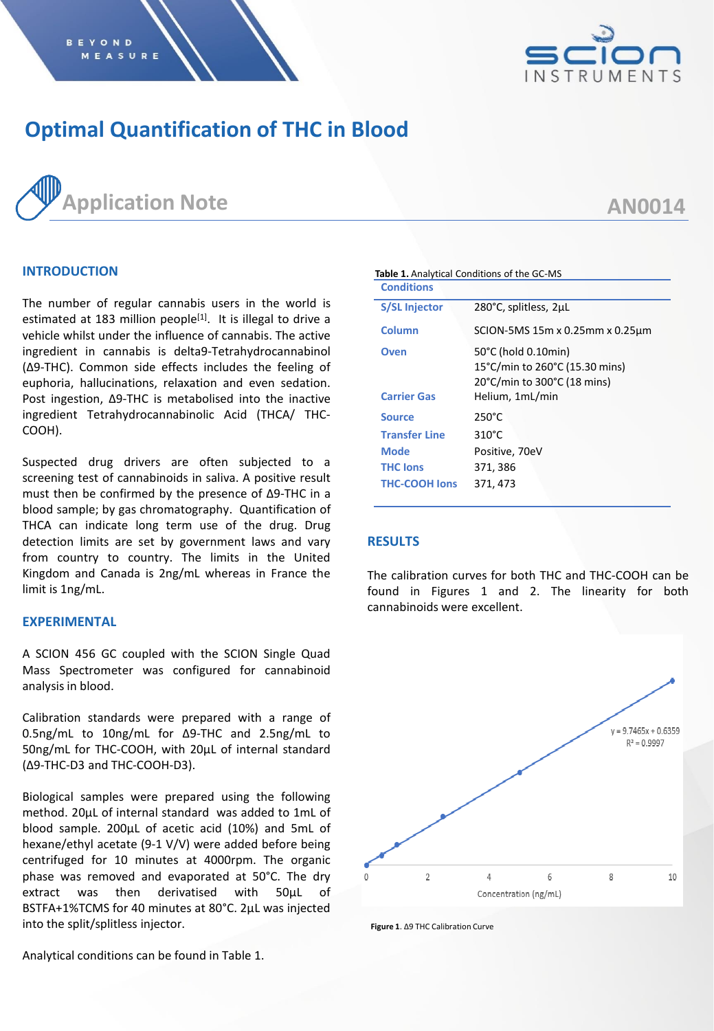# Optimal Quantification of THC in Blood

## Application Note

AN0014

### INTRODUCTION

The number of regular cannabis users in the world is estimated at 183 million people[1]. It is illegal to drive a vehicle whilst under the influence of cannabis. The active ingredient in cannabis is delta9-Tetrahydrocannabinol (Δ9-THC). Common side effects includes the feeling of euphoria, hallucinations, relaxation and even sedation. Post ingestion, Δ9-THC is metabolised into the inactive ingredient Tetrahydrocannabinolic Acid (THCA/ THC-COOH).

Suspected drug drivers are often subjected to a screening test of cannabinoids in saliva. A positive result must then be confirmed by the presence of Δ9-THC in a blood sample; by gas chromatography. Quantification of THCA can indicate long term use of the drug. Drug detection limits are set by government laws and vary from country to country. The limits in the United Kingdom and Canada is 2ng/mL whereas in France the limit is 1ng/mL.

### EXPERIMENTAL

A SCION 456 GC coupled with the SCION Single Quad Mass Spectrometer was configured for cannabinoid analysis in blood.

Calibration standards were prepared with a range of 0.5ng/mL to 10ng/mL for Δ9-THC and 2.5ng/mL to 50ng/mL for THC-COOH, with 20µL of internal standard (Δ9-THC-D3 and THC-COOH-D3).

Biological samples were prepared using the following method. 20µL of internal standard was added to 1mL of blood sample. 200µL of acetic acid (10%) and 5mL of hexane/ethyl acetate (9-1 V/V) were added before being centrifuged for 10 minutes at 4000rpm. The organic phase was removed and evaporated at 50°C. The dry extract was then derivatised with 50µL of BSTFA+1%TCMS for 40 minutes at 80°C. 2µL was injected into the split/splitless injector.

Analytical conditions can be found in Table 1.

**Table 1.** Analytical Conditions of the GC-MS

| Conditions | |
|---|---|
| S/SL Injector | 280°C, splitless, 2µL |
| Column | SCION-5MS 15m x 0.25mm x 0.25µm |
| Oven | 50°C (hold 0.10min)<br>15°C/min to 260°C (15.30 mins)<br>20°C/min to 300°C (18 mins) |
| Carrier Gas | Helium, 1mL/min |
| Source | 250°C |
| Transfer Line | 310°C |
| Mode | Positive, 70eV |
| THC Ions | 371, 386 |
| THC-COOH Ions | 371, 473 |

### RESULTS

The calibration curves for both THC and THC-COOH can be found in Figures 1 and 2. The linearity for both cannabinoids were excellent.

$y = 9.7465x + 0.6359$
$R^2 = 0.9997$

Concentration (ng/mL)

**Figure 1**. Δ9 THC Calibration Curve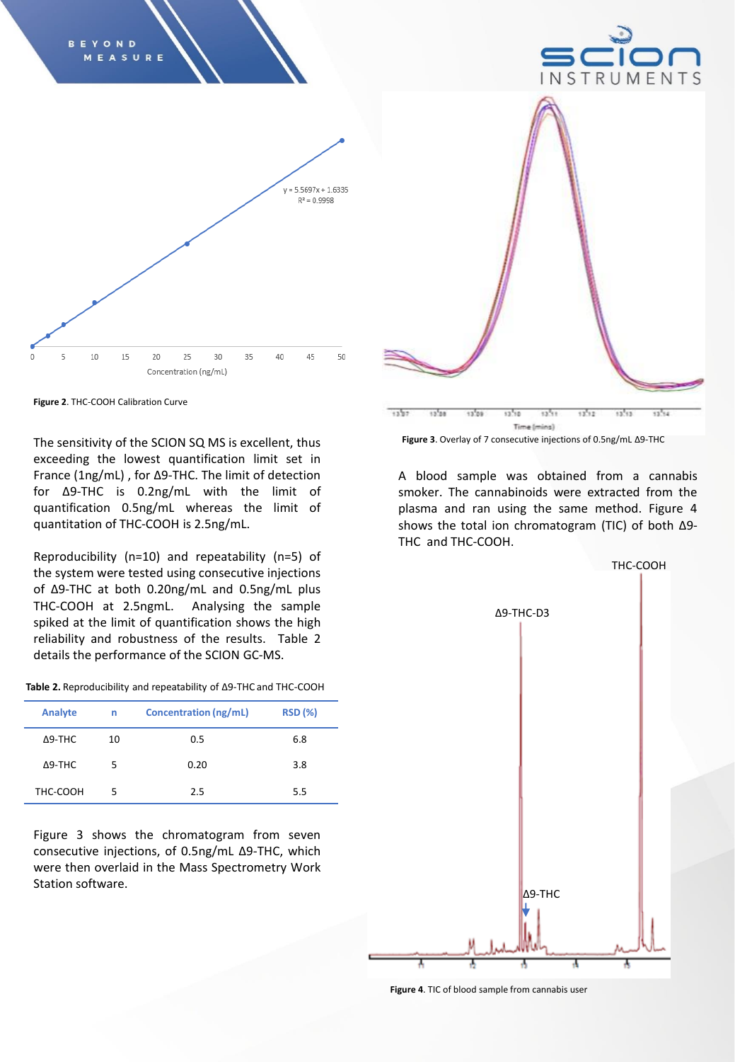Figure 2. THC-COOH Calibration Curve

The sensitivity of the SCION SQ MS is excellent, thus exceeding the lowest quantification limit set in France (1ng/mL) , for Δ9-THC. The limit of detection for Δ9-THC is 0.2ng/mL with the limit of quantification 0.5ng/mL whereas the limit of quantitation of THC-COOH is 2.5ng/mL.

Reproducibility (n=10) and repeatability (n=5) of the system were tested using consecutive injections of Δ9-THC at both 0.20ng/mL and 0.5ng/mL plus THC-COOH at 2.5ngmL. Analysing the sample spiked at the limit of quantification shows the high reliability and robustness of the results. Table 2 details the performance of the SCION GC-MS.

**Table 2.** Reproducibility and repeatability of Δ9-THC and THC-COOH

| Analyte | n | Concentration (ng/mL) | RSD (%) |
|---|---|---|---|
| Δ9-THC | 10 | 0.5 | 6.8 |
| Δ9-THC | 5 | 0.20 | 3.8 |
| THC-COOH | 5 | 2.5 | 5.5 |

Figure 3 shows the chromatogram from seven consecutive injections, of 0.5ng/mL Δ9-THC, which were then overlaid in the Mass Spectrometry Work Station software.

**Figure 3**. Overlay of 7 consecutive injections of 0.5ng/mL Δ9-THC

A blood sample was obtained from a cannabis smoker. The cannabinoids were extracted from the plasma and ran using the same method. Figure 4 shows the total ion chromatogram (TIC) of both Δ9-THC and THC-COOH.

**Figure 4**. TIC of blood sample from cannabis user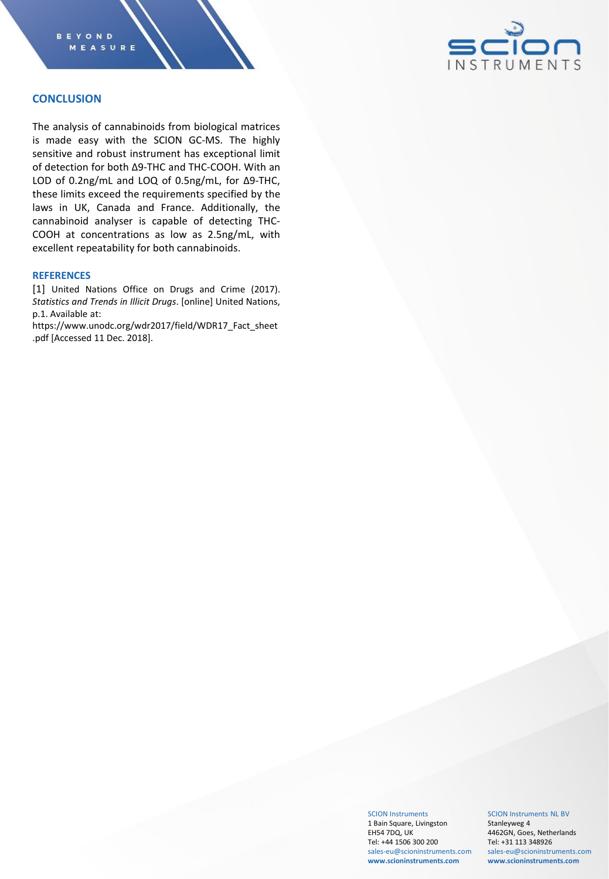## CONCLUSION

The analysis of cannabinoids from biological matrices is made easy with the SCION GC-MS. The highly sensitive and robust instrument has exceptional limit of detection for both Δ9-THC and THC-COOH. With an LOD of 0.2ng/mL and LOQ of 0.5ng/mL, for Δ9-THC, these limits exceed the requirements specified by the laws in UK, Canada and France. Additionally, the cannabinoid analyser is capable of detecting THC-COOH at concentrations as low as 2.5ng/mL, with excellent repeatability for both cannabinoids.

## REFERENCES

[1] United Nations Office on Drugs and Crime (2017). *Statistics and Trends in Illicit Drugs*. [online] United Nations, p.1. Available at: https://www.unodc.org/wdr2017/field/WDR17_Fact_sheet.pdf [Accessed 11 Dec. 2018].

SCION Instruments
1 Bain Square, Livingston
EH54 7DQ, UK
Tel: +44 1506 300 200
sales-eu@scioninstruments.com
**www.scioninstruments.com**

SCION Instruments NL BV
Stanleyweg 4
4462GN, Goes, Netherlands
Tel: +31 113 348926
sales-eu@scioninstruments.com
**www.scioninstruments.com**